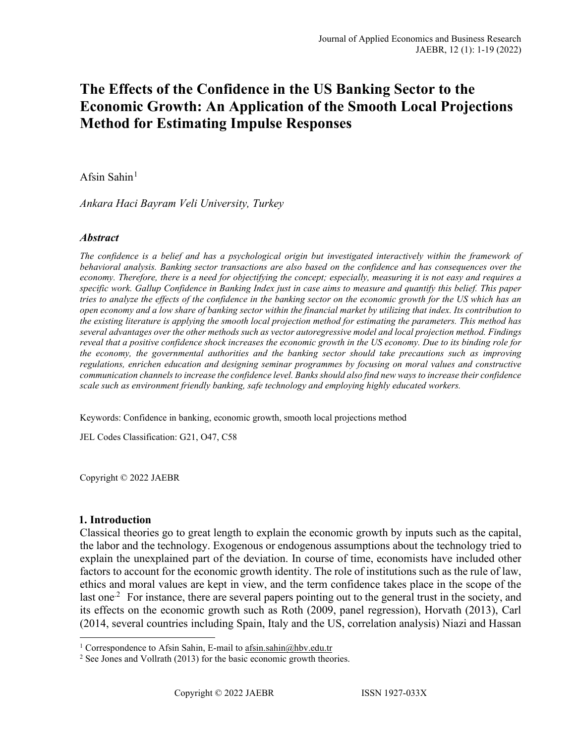# The Effects of the Confidence in the US Banking Sector to the Economic Growth: An Application of the Smooth Local Projections Method for Estimating Impulse Responses

Afsin Sahin[1]

*Ankara Haci Bayram Veli University, Turkey*

### *Abstract*

*The confidence is a belief and has a psychological origin but investigated interactively within the framework of behavioral analysis. Banking sector transactions are also based on the confidence and has consequences over the economy. Therefore, there is a need for objectifying the concept; especially, measuring it is not easy and requires a specific work. Gallup Confidence in Banking Index just in case aims to measure and quantify this belief. This paper tries to analyze the effects of the confidence in the banking sector on the economic growth for the US which has an open economy and a low share of banking sector within the financial market by utilizing that index. Its contribution to the existing literature is applying the smooth local projection method for estimating the parameters. This method has several advantages over the other methods such as vector autoregressive model and local projection method. Findings reveal that a positive confidence shock increases the economic growth in the US economy. Due to its binding role for the economy, the governmental authorities and the banking sector should take precautions such as improving regulations, enrichen education and designing seminar programmes by focusing on moral values and constructive communication channels to increase the confidence level. Banks should also find new ways to increase their confidence scale such as environment friendly banking, safe technology and employing highly educated workers.*

Keywords: Confidence in banking, economic growth, smooth local projections method

JEL Codes Classification: G21, O47, C58

Copyright © 2022 JAEBR

## 1. Introduction

Classical theories go to great length to explain the economic growth by inputs such as the capital, the labor and the technology. Exogenous or endogenous assumptions about the technology tried to explain the unexplained part of the deviation. In course of time, economists have included other factors to account for the economic growth identity. The role of institutions such as the rule of law, ethics and moral values are kept in view, and the term confidence takes place in the scope of the last one.[2] For instance, there are several papers pointing out to the general trust in the society, and its effects on the economic growth such as Roth (2009, panel regression), Horvath (2013), Carl (2014, several countries including Spain, Italy and the US, correlation analysis) Niazi and Hassan

[1] Correspondence to Afsin Sahin, E-mail to afsin.sahin@hbv.edu.tr

[2] See Jones and Vollrath (2013) for the basic economic growth theories.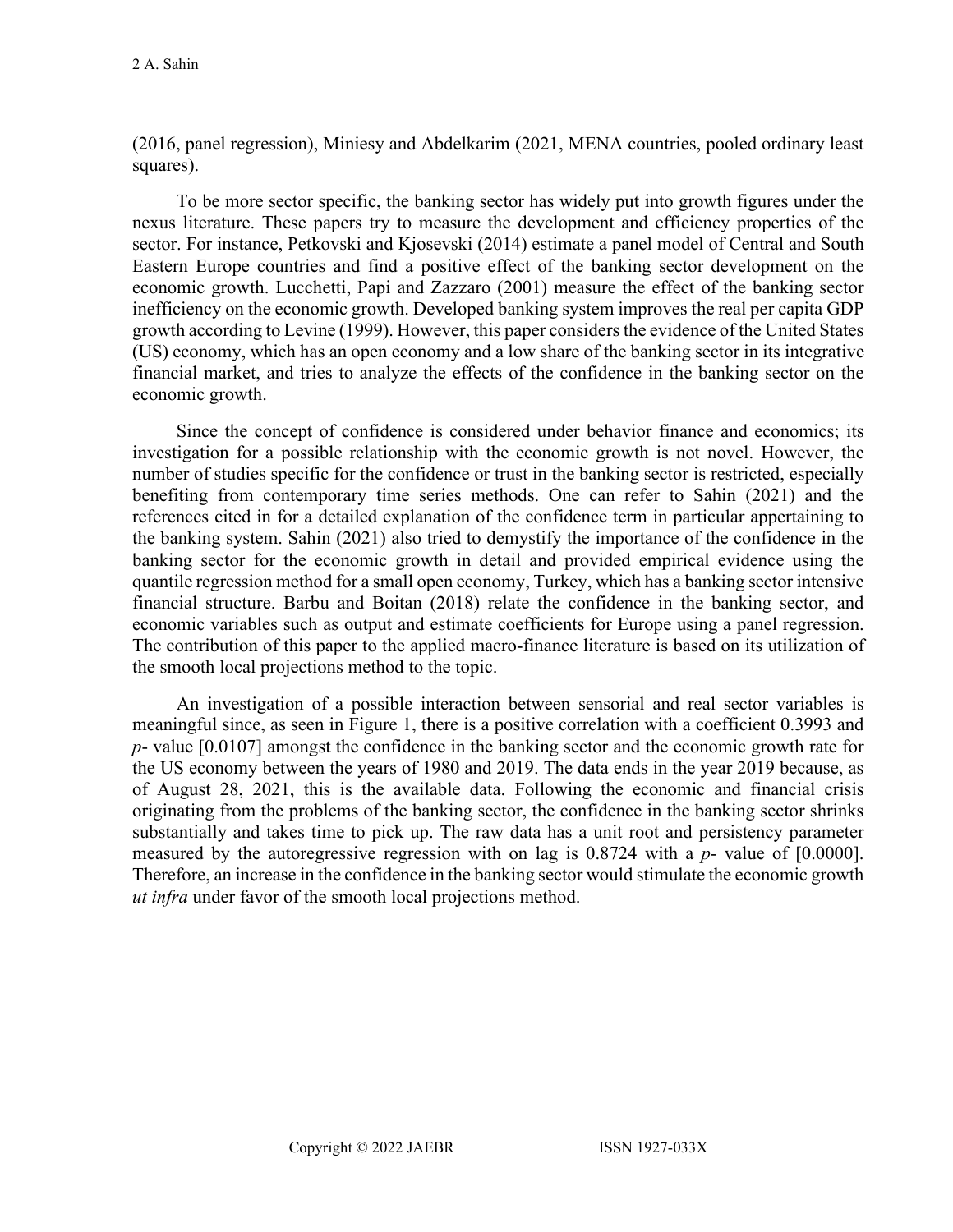(2016, panel regression), Miniesy and Abdelkarim (2021, MENA countries, pooled ordinary least squares).

To be more sector specific, the banking sector has widely put into growth figures under the nexus literature. These papers try to measure the development and efficiency properties of the sector. For instance, Petkovski and Kjosevski (2014) estimate a panel model of Central and South Eastern Europe countries and find a positive effect of the banking sector development on the economic growth. Lucchetti, Papi and Zazzaro (2001) measure the effect of the banking sector inefficiency on the economic growth. Developed banking system improves the real per capita GDP growth according to Levine (1999). However, this paper considers the evidence of the United States (US) economy, which has an open economy and a low share of the banking sector in its integrative financial market, and tries to analyze the effects of the confidence in the banking sector on the economic growth.

Since the concept of confidence is considered under behavior finance and economics; its investigation for a possible relationship with the economic growth is not novel. However, the number of studies specific for the confidence or trust in the banking sector is restricted, especially benefiting from contemporary time series methods. One can refer to Sahin (2021) and the references cited in for a detailed explanation of the confidence term in particular appertaining to the banking system. Sahin (2021) also tried to demystify the importance of the confidence in the banking sector for the economic growth in detail and provided empirical evidence using the quantile regression method for a small open economy, Turkey, which has a banking sector intensive financial structure. Barbu and Boitan (2018) relate the confidence in the banking sector, and economic variables such as output and estimate coefficients for Europe using a panel regression. The contribution of this paper to the applied macro-finance literature is based on its utilization of the smooth local projections method to the topic.

An investigation of a possible interaction between sensorial and real sector variables is meaningful since, as seen in Figure 1, there is a positive correlation with a coefficient 0.3993 and *p*- value [0.0107] amongst the confidence in the banking sector and the economic growth rate for the US economy between the years of 1980 and 2019. The data ends in the year 2019 because, as of August 28, 2021, this is the available data. Following the economic and financial crisis originating from the problems of the banking sector, the confidence in the banking sector shrinks substantially and takes time to pick up. The raw data has a unit root and persistency parameter measured by the autoregressive regression with on lag is 0.8724 with a *p*- value of [0.0000]. Therefore, an increase in the confidence in the banking sector would stimulate the economic growth *ut infra* under favor of the smooth local projections method.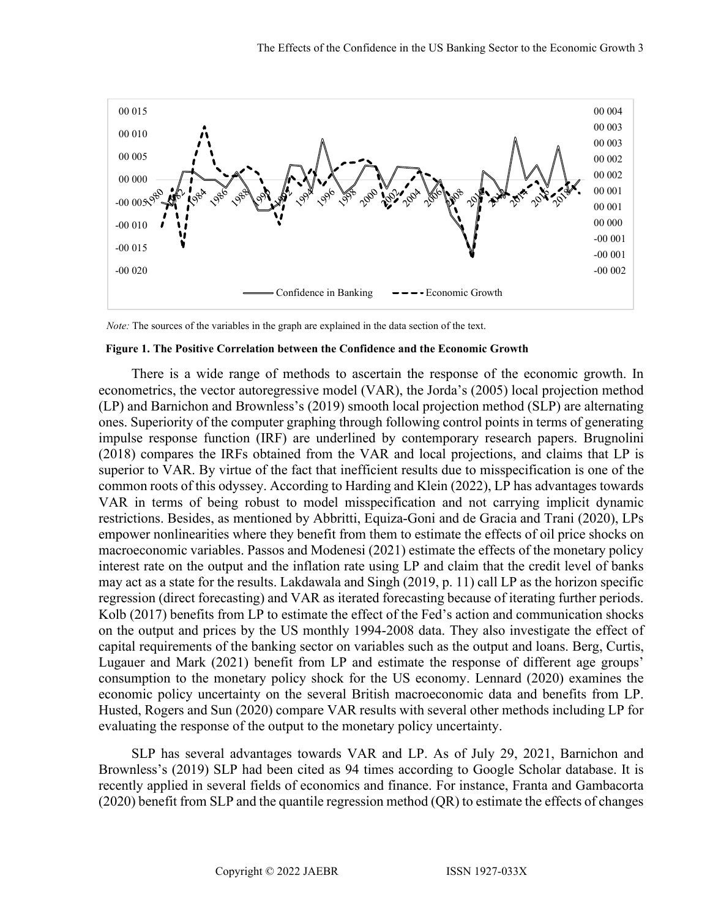*Note:* The sources of the variables in the graph are explained in the data section of the text.

**Figure 1. The Positive Correlation between the Confidence and the Economic Growth**

There is a wide range of methods to ascertain the response of the economic growth. In econometrics, the vector autoregressive model (VAR), the Jorda's (2005) local projection method (LP) and Barnichon and Brownless's (2019) smooth local projection method (SLP) are alternating ones. Superiority of the computer graphing through following control points in terms of generating impulse response function (IRF) are underlined by contemporary research papers. Brugnolini (2018) compares the IRFs obtained from the VAR and local projections, and claims that LP is superior to VAR. By virtue of the fact that inefficient results due to misspecification is one of the common roots of this odyssey. According to Harding and Klein (2022), LP has advantages towards VAR in terms of being robust to model misspecification and not carrying implicit dynamic restrictions. Besides, as mentioned by Abbritti, Equiza-Goni and de Gracia and Trani (2020), LPs empower nonlinearities where they benefit from them to estimate the effects of oil price shocks on macroeconomic variables. Passos and Modenesi (2021) estimate the effects of the monetary policy interest rate on the output and the inflation rate using LP and claim that the credit level of banks may act as a state for the results. Lakdawala and Singh (2019, p. 11) call LP as the horizon specific regression (direct forecasting) and VAR as iterated forecasting because of iterating further periods. Kolb (2017) benefits from LP to estimate the effect of the Fed's action and communication shocks on the output and prices by the US monthly 1994-2008 data. They also investigate the effect of capital requirements of the banking sector on variables such as the output and loans. Berg, Curtis, Lugauer and Mark (2021) benefit from LP and estimate the response of different age groups' consumption to the monetary policy shock for the US economy. Lennard (2020) examines the economic policy uncertainty on the several British macroeconomic data and benefits from LP. Husted, Rogers and Sun (2020) compare VAR results with several other methods including LP for evaluating the response of the output to the monetary policy uncertainty.

SLP has several advantages towards VAR and LP. As of July 29, 2021, Barnichon and Brownless's (2019) SLP had been cited as 94 times according to Google Scholar database. It is recently applied in several fields of economics and finance. For instance, Franta and Gambacorta (2020) benefit from SLP and the quantile regression method (QR) to estimate the effects of changes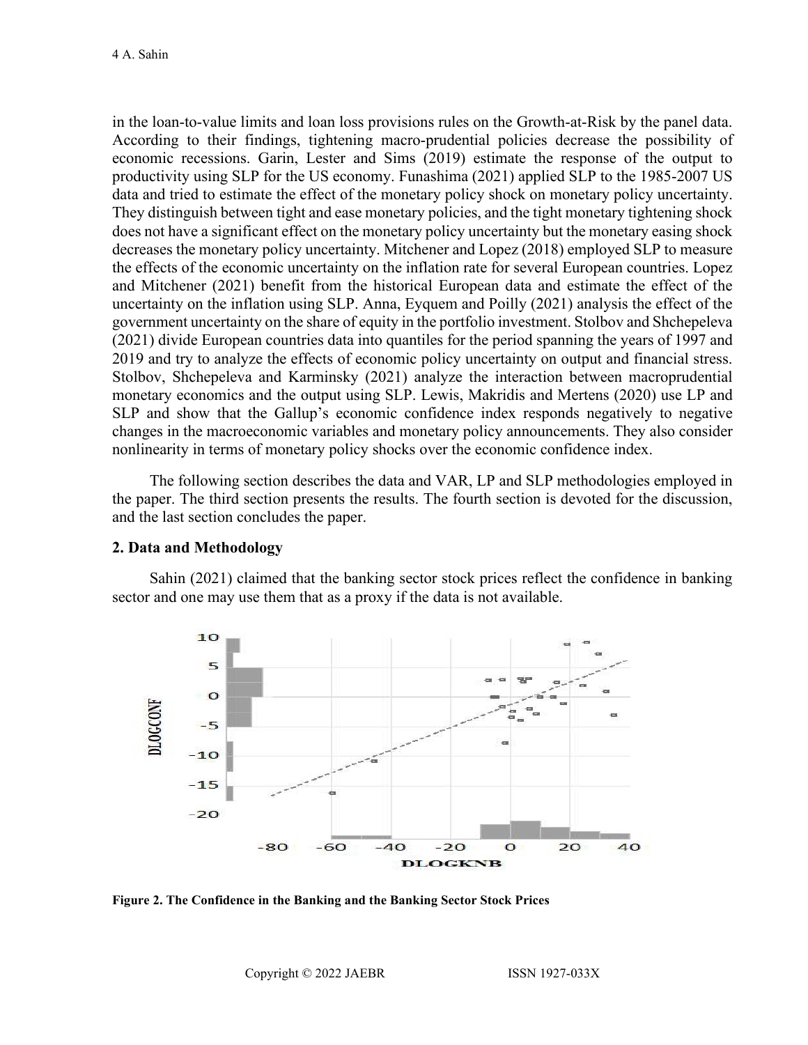in the loan-to-value limits and loan loss provisions rules on the Growth-at-Risk by the panel data. According to their findings, tightening macro-prudential policies decrease the possibility of economic recessions. Garin, Lester and Sims (2019) estimate the response of the output to productivity using SLP for the US economy. Funashima (2021) applied SLP to the 1985-2007 US data and tried to estimate the effect of the monetary policy shock on monetary policy uncertainty. They distinguish between tight and ease monetary policies, and the tight monetary tightening shock does not have a significant effect on the monetary policy uncertainty but the monetary easing shock decreases the monetary policy uncertainty. Mitchener and Lopez (2018) employed SLP to measure the effects of the economic uncertainty on the inflation rate for several European countries. Lopez and Mitchener (2021) benefit from the historical European data and estimate the effect of the uncertainty on the inflation using SLP. Anna, Eyquem and Poilly (2021) analysis the effect of the government uncertainty on the share of equity in the portfolio investment. Stolbov and Shchepeleva (2021) divide European countries data into quantiles for the period spanning the years of 1997 and 2019 and try to analyze the effects of economic policy uncertainty on output and financial stress. Stolbov, Shchepeleva and Karminsky (2021) analyze the interaction between macroprudential monetary economics and the output using SLP. Lewis, Makridis and Mertens (2020) use LP and SLP and show that the Gallup's economic confidence index responds negatively to negative changes in the macroeconomic variables and monetary policy announcements. They also consider nonlinearity in terms of monetary policy shocks over the economic confidence index.

The following section describes the data and VAR, LP and SLP methodologies employed in the paper. The third section presents the results. The fourth section is devoted for the discussion, and the last section concludes the paper.

## 2. Data and Methodology

Sahin (2021) claimed that the banking sector stock prices reflect the confidence in banking sector and one may use them that as a proxy if the data is not available.

**Figure 2. The Confidence in the Banking and the Banking Sector Stock Prices**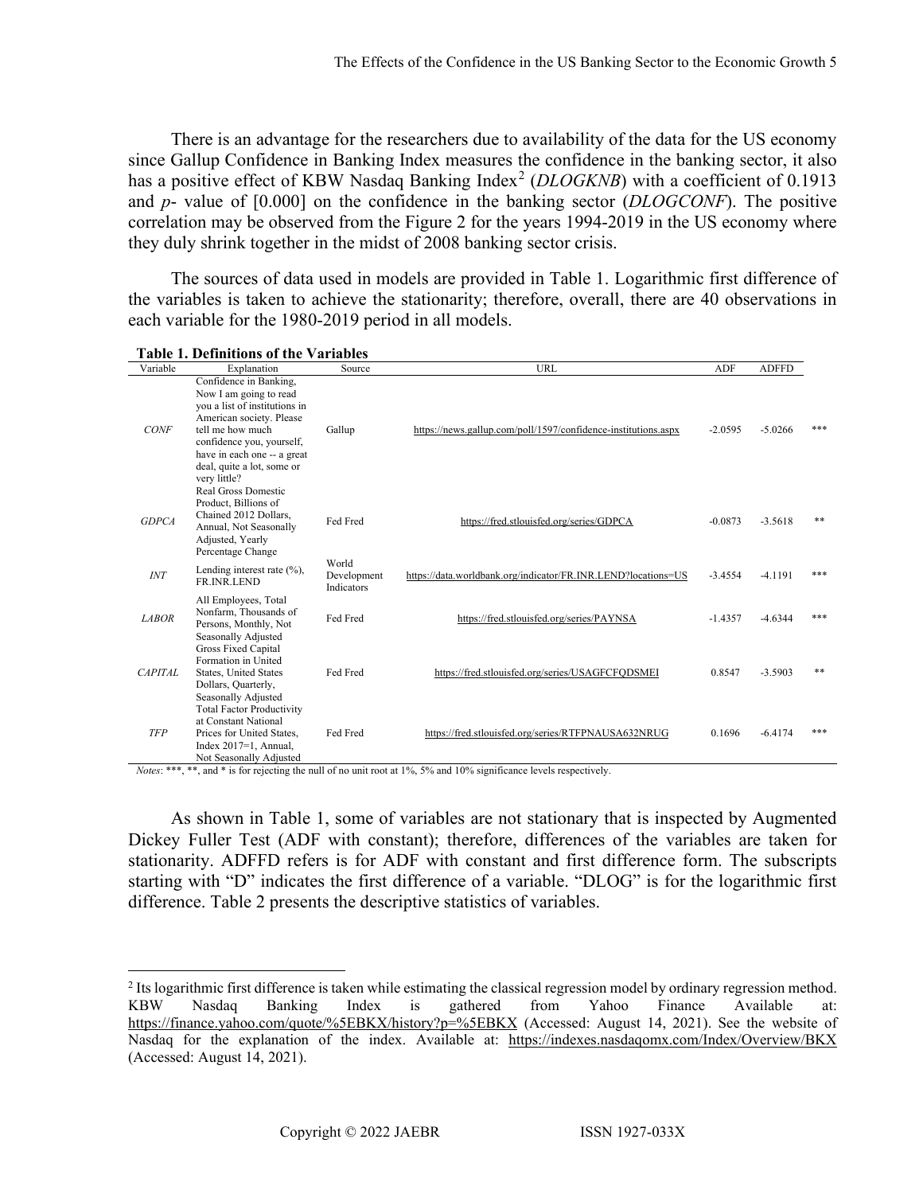There is an advantage for the researchers due to availability of the data for the US economy since Gallup Confidence in Banking Index measures the confidence in the banking sector, it also has a positive effect of KBW Nasdaq Banking Index[2] (*DLOGKNB*) with a coefficient of 0.1913 and *p*- value of [0.000] on the confidence in the banking sector (*DLOGCONF*). The positive correlation may be observed from the Figure 2 for the years 1994-2019 in the US economy where they duly shrink together in the midst of 2008 banking sector crisis.

The sources of data used in models are provided in Table 1. Logarithmic first difference of the variables is taken to achieve the stationarity; therefore, overall, there are 40 observations in each variable for the 1980-2019 period in all models.

**Table 1. Definitions of the Variables**

| Variable | Explanation | Source | URL | ADF | ADFFD | |
|---|---|---|---|---|---|---|
| *CONF* | Confidence in Banking, Now I am going to read you a list of institutions in American society. Please tell me how much confidence you, yourself, have in each one -- a great deal, quite a lot, some or very little? | Gallup | https://news.gallup.com/poll/1597/confidence-institutions.aspx | -2.0595 | -5.0266 | *** |
| *GDPCA* | Real Gross Domestic Product, Billions of Chained 2012 Dollars, Annual, Not Seasonally Adjusted, Yearly Percentage Change | Fed Fred | https://fred.stlouisfed.org/series/GDPCA | -0.0873 | -3.5618 | ** |
| *INT* | Lending interest rate (%), FR.INR.LEND | World Development Indicators | https://data.worldbank.org/indicator/FR.INR.LEND?locations=US | -3.4554 | -4.1191 | *** |
| *LABOR* | All Employees, Total Nonfarm, Thousands of Persons, Monthly, Not Seasonally Adjusted | Fed Fred | https://fred.stlouisfed.org/series/PAYNSA | -1.4357 | -4.6344 | *** |
| *CAPITAL* | Gross Fixed Capital Formation in United States, United States Dollars, Quarterly, Seasonally Adjusted | Fed Fred | https://fred.stlouisfed.org/series/USAGFCFQDSMEI | 0.8547 | -3.5903 | ** |
| *TFP* | Total Factor Productivity at Constant National Prices for United States, Index 2017=1, Annual, Not Seasonally Adjusted | Fed Fred | https://fred.stlouisfed.org/series/RTFPNAUSA632NRUG | 0.1696 | -6.4174 | *** |

*Notes*: ***, **, and * is for rejecting the null of no unit root at 1%, 5% and 10% significance levels respectively.

As shown in Table 1, some of variables are not stationary that is inspected by Augmented Dickey Fuller Test (ADF with constant); therefore, differences of the variables are taken for stationarity. ADFFD refers is for ADF with constant and first difference form. The subscripts starting with "D" indicates the first difference of a variable. "DLOG" is for the logarithmic first difference. Table 2 presents the descriptive statistics of variables.

---

[2] Its logarithmic first difference is taken while estimating the classical regression model by ordinary regression method. KBW Nasdaq Banking Index is gathered from Yahoo Finance Available at: https://finance.yahoo.com/quote/%5EBKX/history?p=%5EBKX (Accessed: August 14, 2021). See the website of Nasdaq for the explanation of the index. Available at: https://indexes.nasdaqomx.com/Index/Overview/BKX (Accessed: August 14, 2021).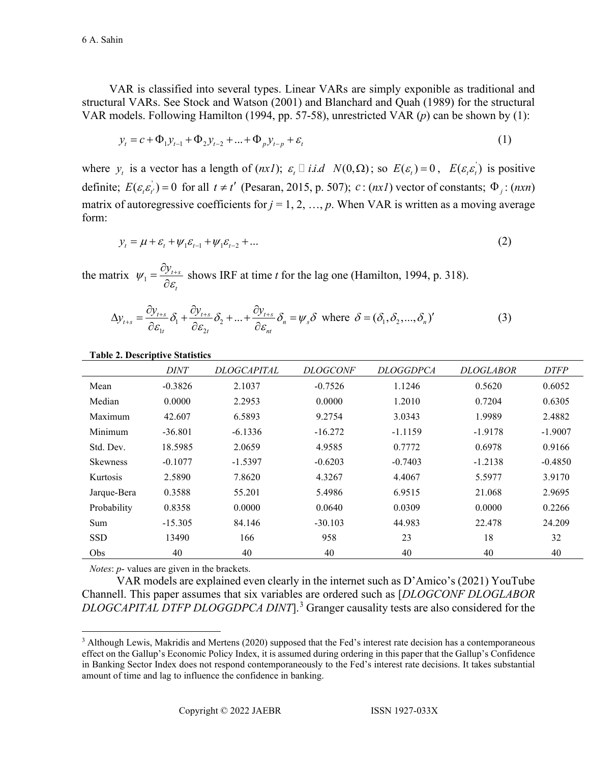VAR is classified into several types. Linear VARs are simply exponible as traditional and structural VARs. See Stock and Watson (2001) and Blanchard and Quah (1989) for the structural VAR models. Following Hamilton (1994, pp. 57-58), unrestricted VAR (*p*) can be shown by (1):

$$y_t = c + \Phi_1 y_{t-1} + \Phi_2 y_{t-2} + ... + \Phi_p y_{t-p} + \varepsilon_t \tag{1}$$

where $y_t$ is a vector has a length of (*nx1*); $\varepsilon_t \sim i.i.d \;\; N(0,\Omega)$; so $E(\varepsilon_t)=0$, $E(\varepsilon_t \varepsilon_t^{'})$ is positive definite; $E(\varepsilon_t \varepsilon_{t'}^{'})=0$ for all $t \neq t'$ (Pesaran, 2015, p. 507); $c$ : (*nx1*) vector of constants; $\Phi_j$ : (*nxn*) matrix of autoregressive coefficients for *j* = 1, 2, …, *p*. When VAR is written as a moving average form:

$$y_t = \mu + \varepsilon_t + \psi_1 \varepsilon_{t-1} + \psi_1 \varepsilon_{t-2} + ... \tag{2}$$

the matrix $\psi_1 = \dfrac{\partial y_{t+s}}{\partial \varepsilon_t}$ shows IRF at time *t* for the lag one (Hamilton, 1994, p. 318).

$$\Delta y_{t+s} = \frac{\partial y_{t+s}}{\partial \varepsilon_{1t}}\delta_1 + \frac{\partial y_{t+s}}{\partial \varepsilon_{2t}}\delta_2 + ... + \frac{\partial y_{t+s}}{\partial \varepsilon_{nt}}\delta_n = \psi_s \delta \;\text{ where }\; \delta = (\delta_1, \delta_2, ..., \delta_n)' \tag{3}$$

**Table 2. Descriptive Statistics**

| | *DINT* | *DLOGCAPITAL* | *DLOGCONF* | *DLOGGDPCA* | *DLOGLABOR* | *DTFP* |
|---|---|---|---|---|---|---|
| Mean | -0.3826 | 2.1037 | -0.7526 | 1.1246 | 0.5620 | 0.6052 |
| Median | 0.0000 | 2.2953 | 0.0000 | 1.2010 | 0.7204 | 0.6305 |
| Maximum | 42.607 | 6.5893 | 9.2754 | 3.0343 | 1.9989 | 2.4882 |
| Minimum | -36.801 | -6.1336 | -16.272 | -1.1159 | -1.9178 | -1.9007 |
| Std. Dev. | 18.5985 | 2.0659 | 4.9585 | 0.7772 | 0.6978 | 0.9166 |
| Skewness | -0.1077 | -1.5397 | -0.6203 | -0.7403 | -1.2138 | -0.4850 |
| Kurtosis | 2.5890 | 7.8620 | 4.3267 | 4.4067 | 5.5977 | 3.9170 |
| Jarque-Bera | 0.3588 | 55.201 | 5.4986 | 6.9515 | 21.068 | 2.9695 |
| Probability | 0.8358 | 0.0000 | 0.0640 | 0.0309 | 0.0000 | 0.2266 |
| Sum | -15.305 | 84.146 | -30.103 | 44.983 | 22.478 | 24.209 |
| SSD | 13490 | 166 | 958 | 23 | 18 | 32 |
| Obs | 40 | 40 | 40 | 40 | 40 | 40 |

*Notes*: *p*- values are given in the brackets.

VAR models are explained even clearly in the internet such as D'Amico's (2021) YouTube Channell. This paper assumes that six variables are ordered such as [*DLOGCONF DLOGLABOR DLOGCAPITAL DTFP DLOGGDPCA DINT*].[3] Granger causality tests are also considered for the

[3] Although Lewis, Makridis and Mertens (2020) supposed that the Fed's interest rate decision has a contemporaneous effect on the Gallup's Economic Policy Index, it is assumed during ordering in this paper that the Gallup's Confidence in Banking Sector Index does not respond contemporaneously to the Fed's interest rate decisions. It takes substantial amount of time and lag to influence the confidence in banking.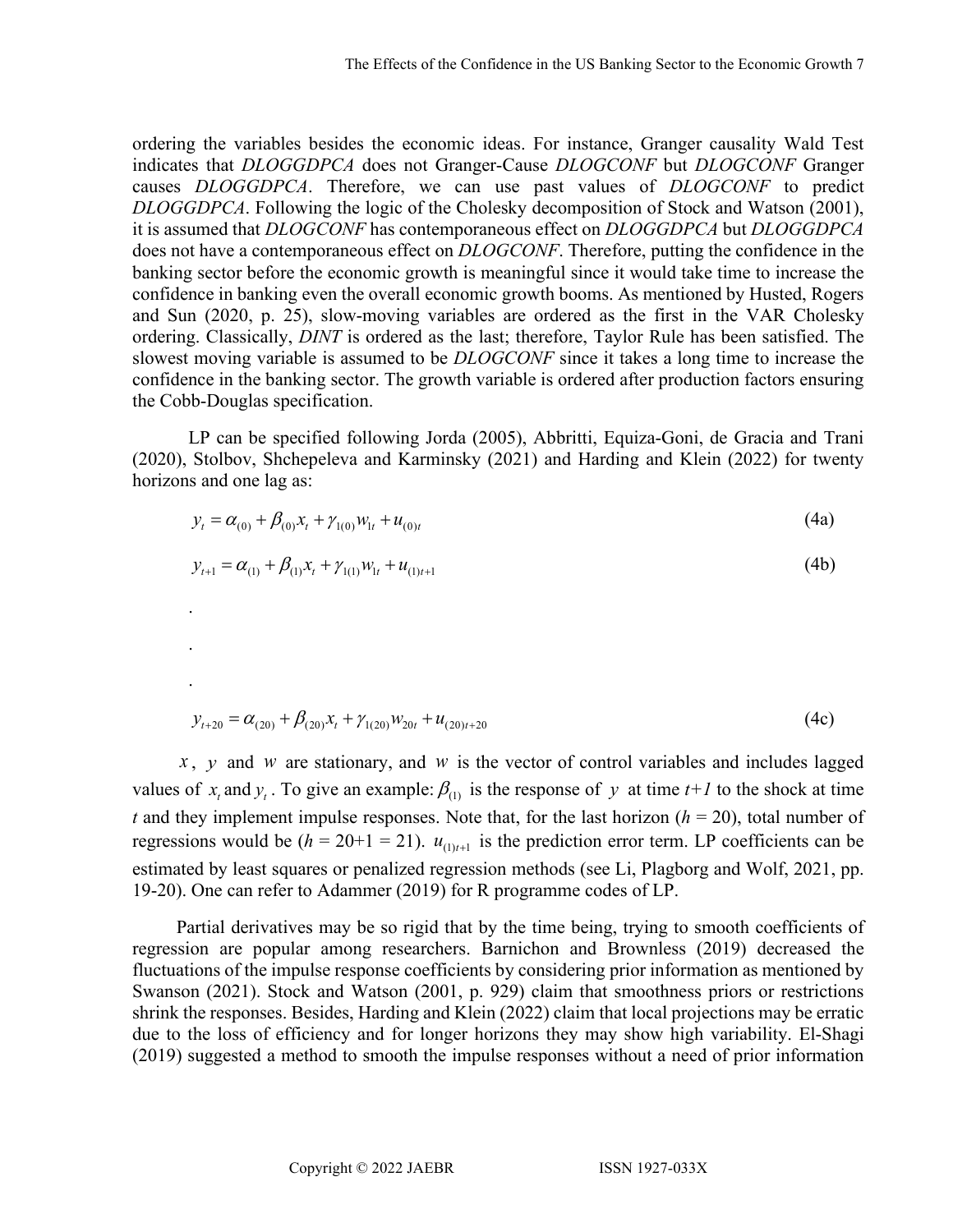ordering the variables besides the economic ideas. For instance, Granger causality Wald Test indicates that *DLOGGDPCA* does not Granger-Cause *DLOGCONF* but *DLOGCONF* Granger causes *DLOGGDPCA*. Therefore, we can use past values of *DLOGCONF* to predict *DLOGGDPCA*. Following the logic of the Cholesky decomposition of Stock and Watson (2001), it is assumed that *DLOGCONF* has contemporaneous effect on *DLOGGDPCA* but *DLOGGDPCA* does not have a contemporaneous effect on *DLOGCONF*. Therefore, putting the confidence in the banking sector before the economic growth is meaningful since it would take time to increase the confidence in banking even the overall economic growth booms. As mentioned by Husted, Rogers and Sun (2020, p. 25), slow-moving variables are ordered as the first in the VAR Cholesky ordering. Classically, *DINT* is ordered as the last; therefore, Taylor Rule has been satisfied. The slowest moving variable is assumed to be *DLOGCONF* since it takes a long time to increase the confidence in the banking sector. The growth variable is ordered after production factors ensuring the Cobb-Douglas specification.

LP can be specified following Jorda (2005), Abbritti, Equiza-Goni, de Gracia and Trani (2020), Stolbov, Shchepeleva and Karminsky (2021) and Harding and Klein (2022) for twenty horizons and one lag as:

$$y_t = \alpha_{(0)} + \beta_{(0)} x_t + \gamma_{1(0)} w_{1t} + u_{(0)t} \tag{4a}$$

$$y_{t+1} = \alpha_{(1)} + \beta_{(1)} x_t + \gamma_{1(1)} w_{1t} + u_{(1)t+1} \tag{4b}$$

.

.

.

$$y_{t+20} = \alpha_{(20)} + \beta_{(20)} x_t + \gamma_{1(20)} w_{20t} + u_{(20)t+20} \tag{4c}$$

$x$, $y$ and $w$ are stationary, and $w$ is the vector of control variables and includes lagged values of $x_t$ and $y_t$. To give an example: $\beta_{(1)}$ is the response of $y$ at time *t+1* to the shock at time *t* and they implement impulse responses. Note that, for the last horizon ($h$ = 20), total number of regressions would be ($h$ = 20+1 = 21). $u_{(1)t+1}$ is the prediction error term. LP coefficients can be estimated by least squares or penalized regression methods (see Li, Plagborg and Wolf, 2021, pp. 19-20). One can refer to Adammer (2019) for R programme codes of LP.

Partial derivatives may be so rigid that by the time being, trying to smooth coefficients of regression are popular among researchers. Barnichon and Brownless (2019) decreased the fluctuations of the impulse response coefficients by considering prior information as mentioned by Swanson (2021). Stock and Watson (2001, p. 929) claim that smoothness priors or restrictions shrink the responses. Besides, Harding and Klein (2022) claim that local projections may be erratic due to the loss of efficiency and for longer horizons they may show high variability. El-Shagi (2019) suggested a method to smooth the impulse responses without a need of prior information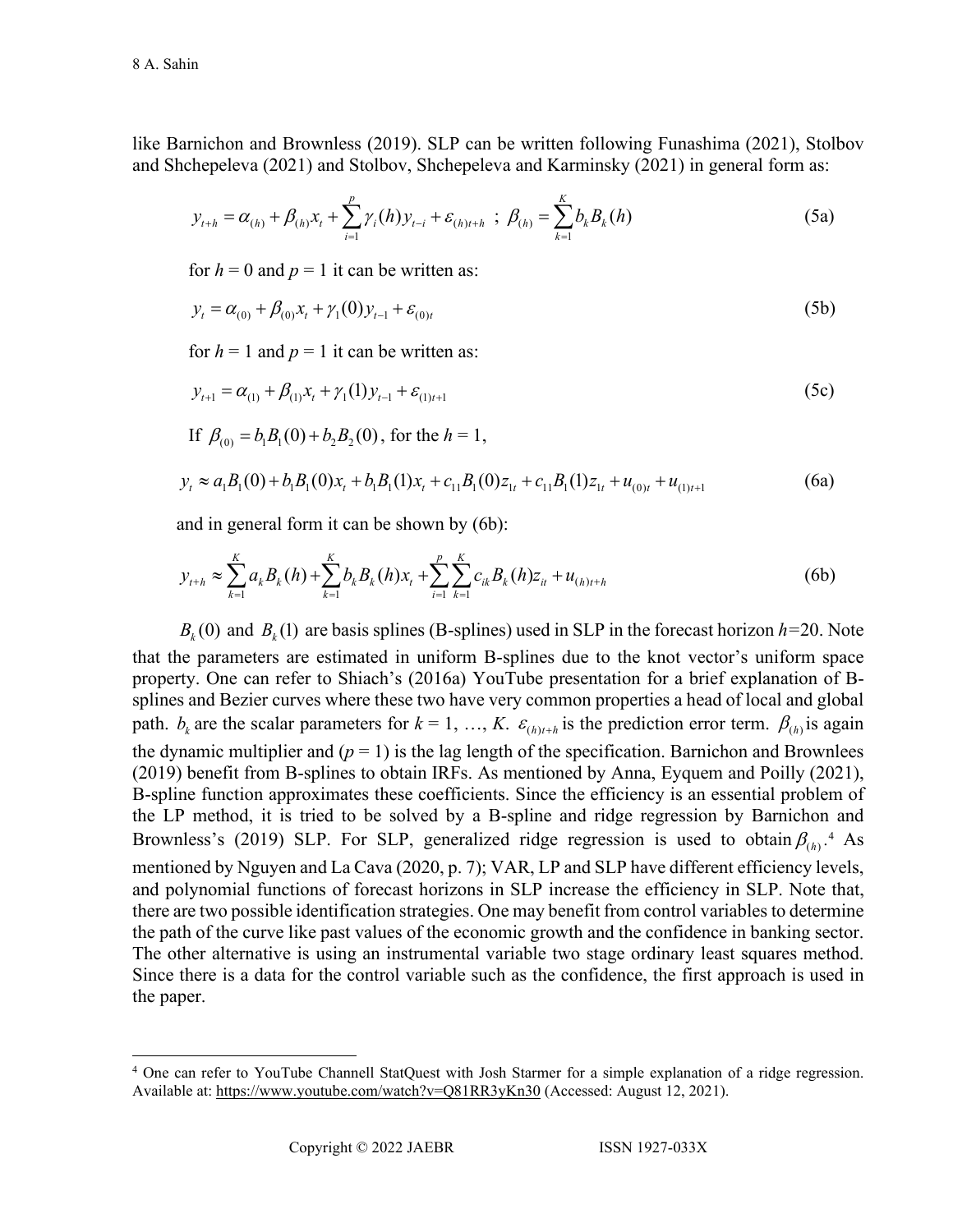like Barnichon and Brownless (2019). SLP can be written following Funashima (2021), Stolbov and Shchepeleva (2021) and Stolbov, Shchepeleva and Karminsky (2021) in general form as:

$$y_{t+h} = \alpha_{(h)} + \beta_{(h)} x_t + \sum_{i=1}^{p} \gamma_i(h) y_{t-i} + \varepsilon_{(h)t+h} \;\; ; \;\; \beta_{(h)} = \sum_{k=1}^{K} b_k B_k(h) \tag{5a}$$

for $h = 0$ and $p = 1$ it can be written as:

$$y_t = \alpha_{(0)} + \beta_{(0)} x_t + \gamma_1(0) y_{t-1} + \varepsilon_{(0)t} \tag{5b}$$

for $h = 1$ and $p = 1$ it can be written as:

$$y_{t+1} = \alpha_{(1)} + \beta_{(1)} x_t + \gamma_1(1) y_{t-1} + \varepsilon_{(1)t+1} \tag{5c}$$

If $\beta_{(0)} = b_1 B_1(0) + b_2 B_2(0)$, for the $h = 1$,

$$y_t \approx a_1 B_1(0) + b_1 B_1(0) x_t + b_1 B_1(1) x_t + c_{11} B_1(0) z_{1t} + c_{11} B_1(1) z_{1t} + u_{(0)t} + u_{(1)t+1} \tag{6a}$$

and in general form it can be shown by (6b):

$$y_{t+h} \approx \sum_{k=1}^{K} a_k B_k(h) + \sum_{k=1}^{K} b_k B_k(h) x_t + \sum_{i=1}^{p} \sum_{k=1}^{K} c_{ik} B_k(h) z_{it} + u_{(h)t+h} \tag{6b}$$

$B_k(0)$ and $B_k(1)$ are basis splines (B-splines) used in SLP in the forecast horizon $h$=20. Note that the parameters are estimated in uniform B-splines due to the knot vector's uniform space property. One can refer to Shiach's (2016a) YouTube presentation for a brief explanation of B-splines and Bezier curves where these two have very common properties a head of local and global path. $b_k$ are the scalar parameters for $k$ = 1, …, $K$. $\varepsilon_{(h)t+h}$ is the prediction error term. $\beta_{(h)}$ is again the dynamic multiplier and ($p$ = 1) is the lag length of the specification. Barnichon and Brownlees (2019) benefit from B-splines to obtain IRFs. As mentioned by Anna, Eyquem and Poilly (2021), B-spline function approximates these coefficients. Since the efficiency is an essential problem of the LP method, it is tried to be solved by a B-spline and ridge regression by Barnichon and Brownless's (2019) SLP. For SLP, generalized ridge regression is used to obtain $\beta_{(h)}$.[4] As mentioned by Nguyen and La Cava (2020, p. 7); VAR, LP and SLP have different efficiency levels, and polynomial functions of forecast horizons in SLP increase the efficiency in SLP. Note that, there are two possible identification strategies. One may benefit from control variables to determine the path of the curve like past values of the economic growth and the confidence in banking sector. The other alternative is using an instrumental variable two stage ordinary least squares method. Since there is a data for the control variable such as the confidence, the first approach is used in the paper.

[4] One can refer to YouTube Channell StatQuest with Josh Starmer for a simple explanation of a ridge regression. Available at: https://www.youtube.com/watch?v=Q81RR3yKn30 (Accessed: August 12, 2021).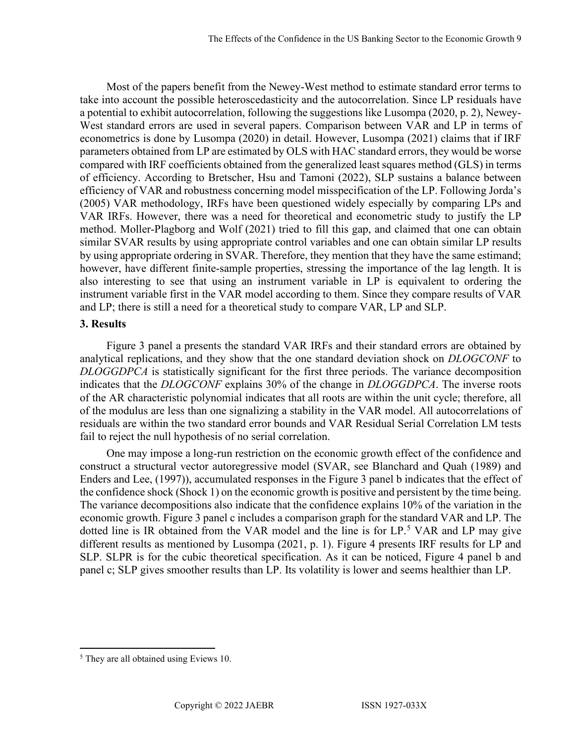Most of the papers benefit from the Newey-West method to estimate standard error terms to take into account the possible heteroscedasticity and the autocorrelation. Since LP residuals have a potential to exhibit autocorrelation, following the suggestions like Lusompa (2020, p. 2), Newey-West standard errors are used in several papers. Comparison between VAR and LP in terms of econometrics is done by Lusompa (2020) in detail. However, Lusompa (2021) claims that if IRF parameters obtained from LP are estimated by OLS with HAC standard errors, they would be worse compared with IRF coefficients obtained from the generalized least squares method (GLS) in terms of efficiency. According to Bretscher, Hsu and Tamoni (2022), SLP sustains a balance between efficiency of VAR and robustness concerning model misspecification of the LP. Following Jorda's (2005) VAR methodology, IRFs have been questioned widely especially by comparing LPs and VAR IRFs. However, there was a need for theoretical and econometric study to justify the LP method. Moller-Plagborg and Wolf (2021) tried to fill this gap, and claimed that one can obtain similar SVAR results by using appropriate control variables and one can obtain similar LP results by using appropriate ordering in SVAR. Therefore, they mention that they have the same estimand; however, have different finite-sample properties, stressing the importance of the lag length. It is also interesting to see that using an instrument variable in LP is equivalent to ordering the instrument variable first in the VAR model according to them. Since they compare results of VAR and LP; there is still a need for a theoretical study to compare VAR, LP and SLP.

## 3. Results

Figure 3 panel a presents the standard VAR IRFs and their standard errors are obtained by analytical replications, and they show that the one standard deviation shock on *DLOGCONF* to *DLOGGDPCA* is statistically significant for the first three periods. The variance decomposition indicates that the *DLOGCONF* explains 30% of the change in *DLOGGDPCA*. The inverse roots of the AR characteristic polynomial indicates that all roots are within the unit cycle; therefore, all of the modulus are less than one signalizing a stability in the VAR model. All autocorrelations of residuals are within the two standard error bounds and VAR Residual Serial Correlation LM tests fail to reject the null hypothesis of no serial correlation.

One may impose a long-run restriction on the economic growth effect of the confidence and construct a structural vector autoregressive model (SVAR, see Blanchard and Quah (1989) and Enders and Lee, (1997)), accumulated responses in the Figure 3 panel b indicates that the effect of the confidence shock (Shock 1) on the economic growth is positive and persistent by the time being. The variance decompositions also indicate that the confidence explains 10% of the variation in the economic growth. Figure 3 panel c includes a comparison graph for the standard VAR and LP. The dotted line is IR obtained from the VAR model and the line is for LP.[5] VAR and LP may give different results as mentioned by Lusompa (2021, p. 1). Figure 4 presents IRF results for LP and SLP. SLPR is for the cubic theoretical specification. As it can be noticed, Figure 4 panel b and panel c; SLP gives smoother results than LP. Its volatility is lower and seems healthier than LP.

---

[5] They are all obtained using Eviews 10.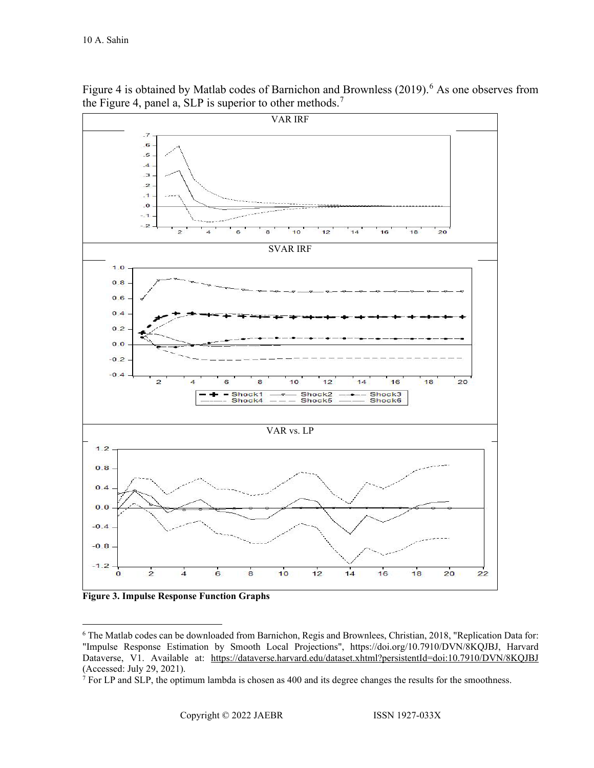Figure 4 is obtained by Matlab codes of Barnichon and Brownless (2019).[6] As one observes from the Figure 4, panel a, SLP is superior to other methods.[7]

VAR IRF

SVAR IRF

VAR vs. LP

**Figure 3. Impulse Response Function Graphs**

---

[6] The Matlab codes can be downloaded from Barnichon, Regis and Brownlees, Christian, 2018, "Replication Data for: "Impulse Response Estimation by Smooth Local Projections", https://doi.org/10.7910/DVN/8KQJBJ, Harvard Dataverse, V1. Available at: https://dataverse.harvard.edu/dataset.xhtml?persistentId=doi:10.7910/DVN/8KQJBJ (Accessed: July 29, 2021).

[7] For LP and SLP, the optimum lambda is chosen as 400 and its degree changes the results for the smoothness.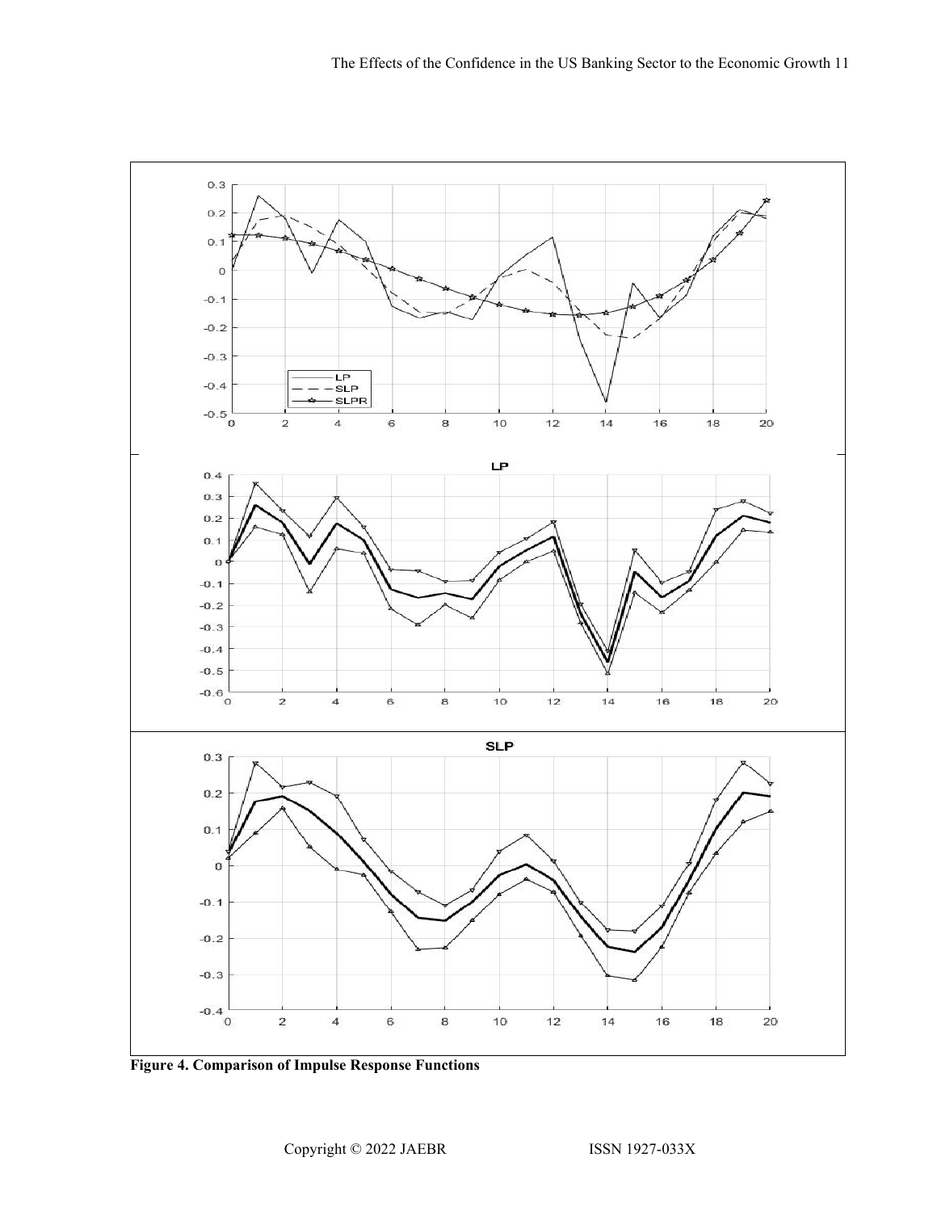**Figure 4. Comparison of Impulse Response Functions**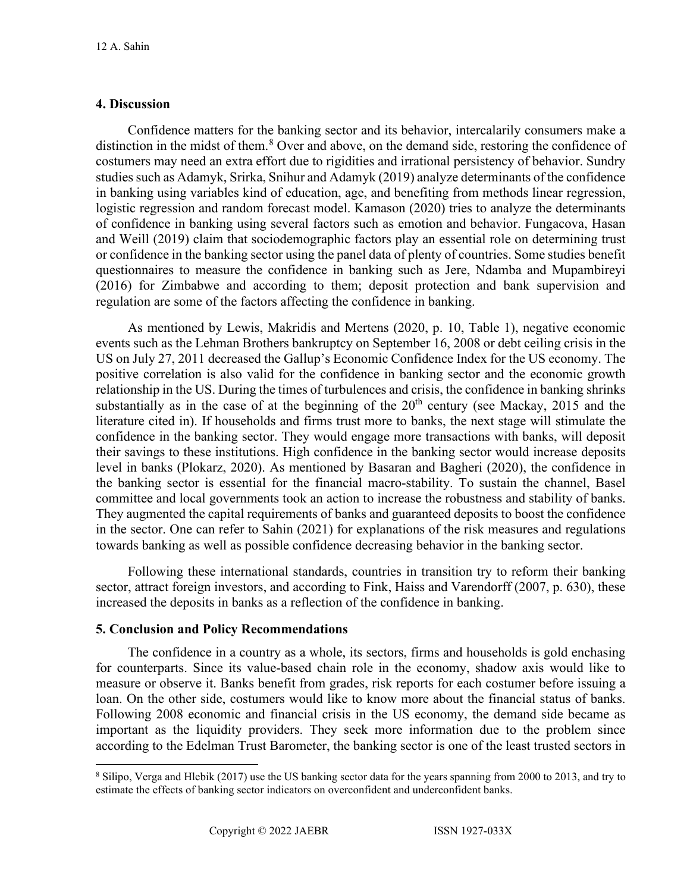## 4. Discussion

Confidence matters for the banking sector and its behavior, intercalarily consumers make a distinction in the midst of them.[8] Over and above, on the demand side, restoring the confidence of costumers may need an extra effort due to rigidities and irrational persistency of behavior. Sundry studies such as Adamyk, Srirka, Snihur and Adamyk (2019) analyze determinants of the confidence in banking using variables kind of education, age, and benefiting from methods linear regression, logistic regression and random forecast model. Kamason (2020) tries to analyze the determinants of confidence in banking using several factors such as emotion and behavior. Fungacova, Hasan and Weill (2019) claim that sociodemographic factors play an essential role on determining trust or confidence in the banking sector using the panel data of plenty of countries. Some studies benefit questionnaires to measure the confidence in banking such as Jere, Ndamba and Mupambireyi (2016) for Zimbabwe and according to them; deposit protection and bank supervision and regulation are some of the factors affecting the confidence in banking.

As mentioned by Lewis, Makridis and Mertens (2020, p. 10, Table 1), negative economic events such as the Lehman Brothers bankruptcy on September 16, 2008 or debt ceiling crisis in the US on July 27, 2011 decreased the Gallup's Economic Confidence Index for the US economy. The positive correlation is also valid for the confidence in banking sector and the economic growth relationship in the US. During the times of turbulences and crisis, the confidence in banking shrinks substantially as in the case of at the beginning of the 20th century (see Mackay, 2015 and the literature cited in). If households and firms trust more to banks, the next stage will stimulate the confidence in the banking sector. They would engage more transactions with banks, will deposit their savings to these institutions. High confidence in the banking sector would increase deposits level in banks (Plokarz, 2020). As mentioned by Basaran and Bagheri (2020), the confidence in the banking sector is essential for the financial macro-stability. To sustain the channel, Basel committee and local governments took an action to increase the robustness and stability of banks. They augmented the capital requirements of banks and guaranteed deposits to boost the confidence in the sector. One can refer to Sahin (2021) for explanations of the risk measures and regulations towards banking as well as possible confidence decreasing behavior in the banking sector.

Following these international standards, countries in transition try to reform their banking sector, attract foreign investors, and according to Fink, Haiss and Varendorff (2007, p. 630), these increased the deposits in banks as a reflection of the confidence in banking.

## 5. Conclusion and Policy Recommendations

The confidence in a country as a whole, its sectors, firms and households is gold enchasing for counterparts. Since its value-based chain role in the economy, shadow axis would like to measure or observe it. Banks benefit from grades, risk reports for each costumer before issuing a loan. On the other side, costumers would like to know more about the financial status of banks. Following 2008 economic and financial crisis in the US economy, the demand side became as important as the liquidity providers. They seek more information due to the problem since according to the Edelman Trust Barometer, the banking sector is one of the least trusted sectors in

---

[8] Silipo, Verga and Hlebik (2017) use the US banking sector data for the years spanning from 2000 to 2013, and try to estimate the effects of banking sector indicators on overconfident and underconfident banks.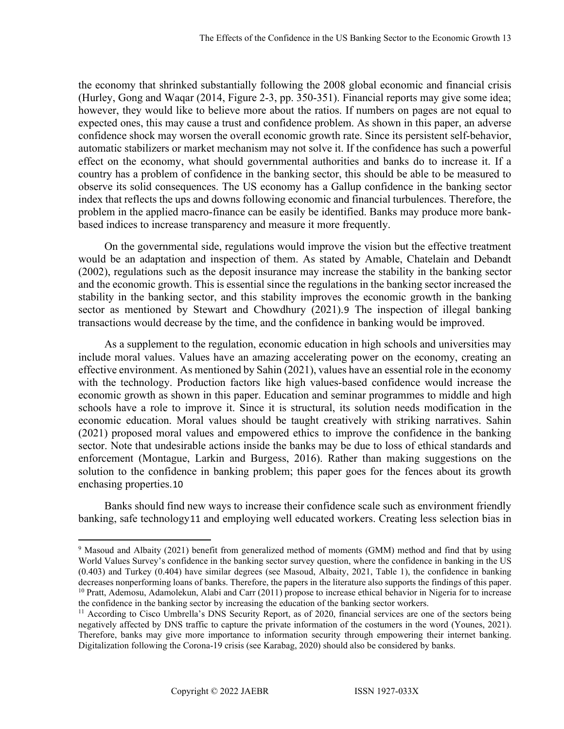the economy that shrinked substantially following the 2008 global economic and financial crisis (Hurley, Gong and Waqar (2014, Figure 2-3, pp. 350-351). Financial reports may give some idea; however, they would like to believe more about the ratios. If numbers on pages are not equal to expected ones, this may cause a trust and confidence problem. As shown in this paper, an adverse confidence shock may worsen the overall economic growth rate. Since its persistent self-behavior, automatic stabilizers or market mechanism may not solve it. If the confidence has such a powerful effect on the economy, what should governmental authorities and banks do to increase it. If a country has a problem of confidence in the banking sector, this should be able to be measured to observe its solid consequences. The US economy has a Gallup confidence in the banking sector index that reflects the ups and downs following economic and financial turbulences. Therefore, the problem in the applied macro-finance can be easily be identified. Banks may produce more bank-based indices to increase transparency and measure it more frequently.

On the governmental side, regulations would improve the vision but the effective treatment would be an adaptation and inspection of them. As stated by Amable, Chatelain and Debandt (2002), regulations such as the deposit insurance may increase the stability in the banking sector and the economic growth. This is essential since the regulations in the banking sector increased the stability in the banking sector, and this stability improves the economic growth in the banking sector as mentioned by Stewart and Chowdhury (2021).[9] The inspection of illegal banking transactions would decrease by the time, and the confidence in banking would be improved.

As a supplement to the regulation, economic education in high schools and universities may include moral values. Values have an amazing accelerating power on the economy, creating an effective environment. As mentioned by Sahin (2021), values have an essential role in the economy with the technology. Production factors like high values-based confidence would increase the economic growth as shown in this paper. Education and seminar programmes to middle and high schools have a role to improve it. Since it is structural, its solution needs modification in the economic education. Moral values should be taught creatively with striking narratives. Sahin (2021) proposed moral values and empowered ethics to improve the confidence in the banking sector. Note that undesirable actions inside the banks may be due to loss of ethical standards and enforcement (Montague, Larkin and Burgess, 2016). Rather than making suggestions on the solution to the confidence in banking problem; this paper goes for the fences about its growth enchasing properties.[10]

Banks should find new ways to increase their confidence scale such as environment friendly banking, safe technology[11] and employing well educated workers. Creating less selection bias in

---

[9] Masoud and Albaity (2021) benefit from generalized method of moments (GMM) method and find that by using World Values Survey's confidence in the banking sector survey question, where the confidence in banking in the US (0.403) and Turkey (0.404) have similar degrees (see Masoud, Albaity, 2021, Table 1), the confidence in banking decreases nonperforming loans of banks. Therefore, the papers in the literature also supports the findings of this paper.

[10] Pratt, Ademosu, Adamolekun, Alabi and Carr (2011) propose to increase ethical behavior in Nigeria for to increase the confidence in the banking sector by increasing the education of the banking sector workers.

[11] According to Cisco Umbrella's DNS Security Report, as of 2020, financial services are one of the sectors being negatively affected by DNS traffic to capture the private information of the costumers in the word (Younes, 2021). Therefore, banks may give more importance to information security through empowering their internet banking. Digitalization following the Corona-19 crisis (see Karabag, 2020) should also be considered by banks.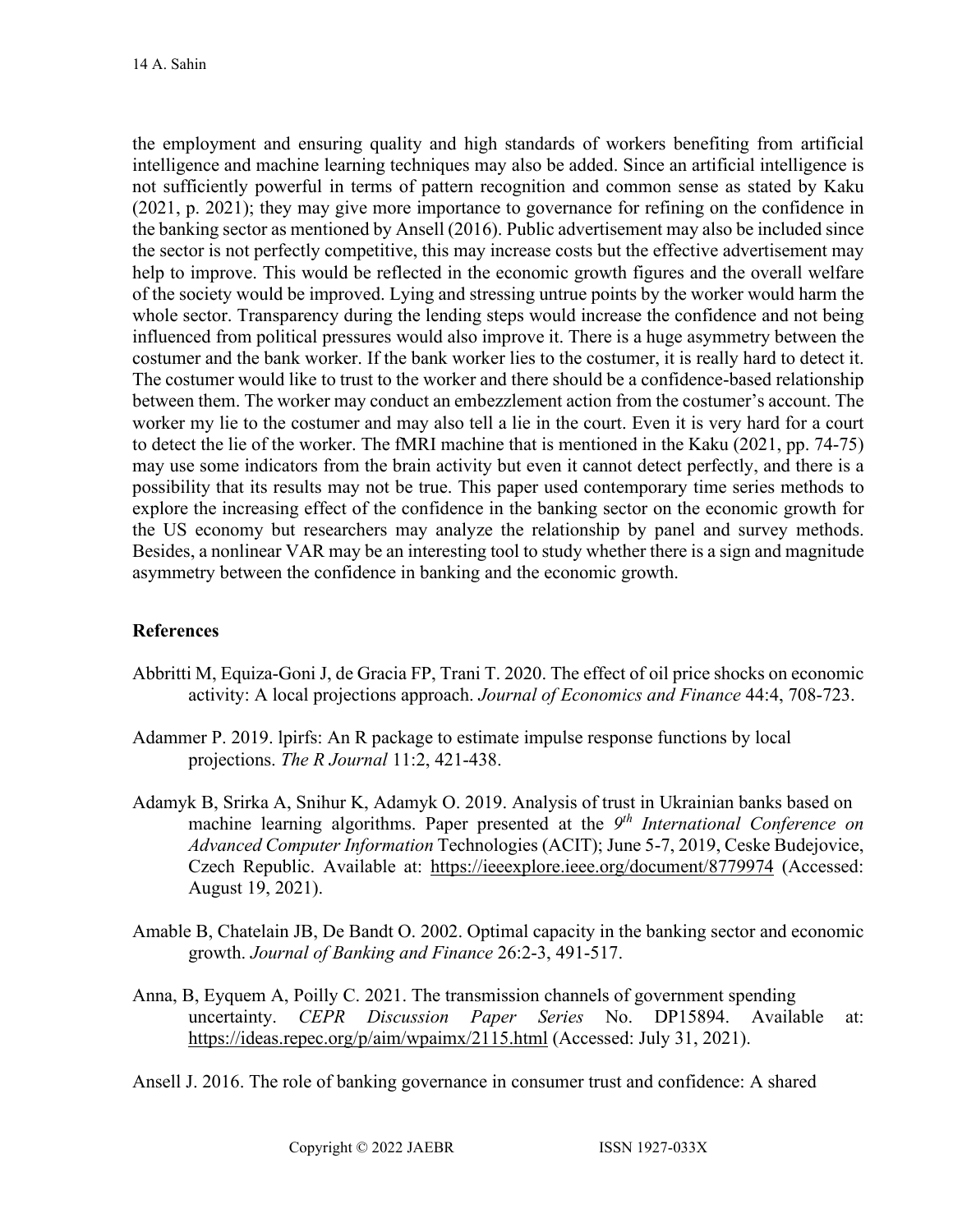the employment and ensuring quality and high standards of workers benefiting from artificial intelligence and machine learning techniques may also be added. Since an artificial intelligence is not sufficiently powerful in terms of pattern recognition and common sense as stated by Kaku (2021, p. 2021); they may give more importance to governance for refining on the confidence in the banking sector as mentioned by Ansell (2016). Public advertisement may also be included since the sector is not perfectly competitive, this may increase costs but the effective advertisement may help to improve. This would be reflected in the economic growth figures and the overall welfare of the society would be improved. Lying and stressing untrue points by the worker would harm the whole sector. Transparency during the lending steps would increase the confidence and not being influenced from political pressures would also improve it. There is a huge asymmetry between the costumer and the bank worker. If the bank worker lies to the costumer, it is really hard to detect it. The costumer would like to trust to the worker and there should be a confidence-based relationship between them. The worker may conduct an embezzlement action from the costumer's account. The worker my lie to the costumer and may also tell a lie in the court. Even it is very hard for a court to detect the lie of the worker. The fMRI machine that is mentioned in the Kaku (2021, pp. 74-75) may use some indicators from the brain activity but even it cannot detect perfectly, and there is a possibility that its results may not be true. This paper used contemporary time series methods to explore the increasing effect of the confidence in the banking sector on the economic growth for the US economy but researchers may analyze the relationship by panel and survey methods. Besides, a nonlinear VAR may be an interesting tool to study whether there is a sign and magnitude asymmetry between the confidence in banking and the economic growth.

## References

Abbritti M, Equiza-Goni J, de Gracia FP, Trani T. 2020. The effect of oil price shocks on economic activity: A local projections approach. *Journal of Economics and Finance* 44:4, 708-723.

Adammer P. 2019. lpirfs: An R package to estimate impulse response functions by local projections. *The R Journal* 11:2, 421-438.

Adamyk B, Srirka A, Snihur K, Adamyk O. 2019. Analysis of trust in Ukrainian banks based on machine learning algorithms. Paper presented at the *9th International Conference on Advanced Computer Information* Technologies (ACIT); June 5-7, 2019, Ceske Budejovice, Czech Republic. Available at: https://ieeexplore.ieee.org/document/8779974 (Accessed: August 19, 2021).

Amable B, Chatelain JB, De Bandt O. 2002. Optimal capacity in the banking sector and economic growth. *Journal of Banking and Finance* 26:2-3, 491-517.

Anna, B, Eyquem A, Poilly C. 2021. The transmission channels of government spending uncertainty. *CEPR Discussion Paper Series* No. DP15894. Available at: https://ideas.repec.org/p/aim/wpaimx/2115.html (Accessed: July 31, 2021).

Ansell J. 2016. The role of banking governance in consumer trust and confidence: A shared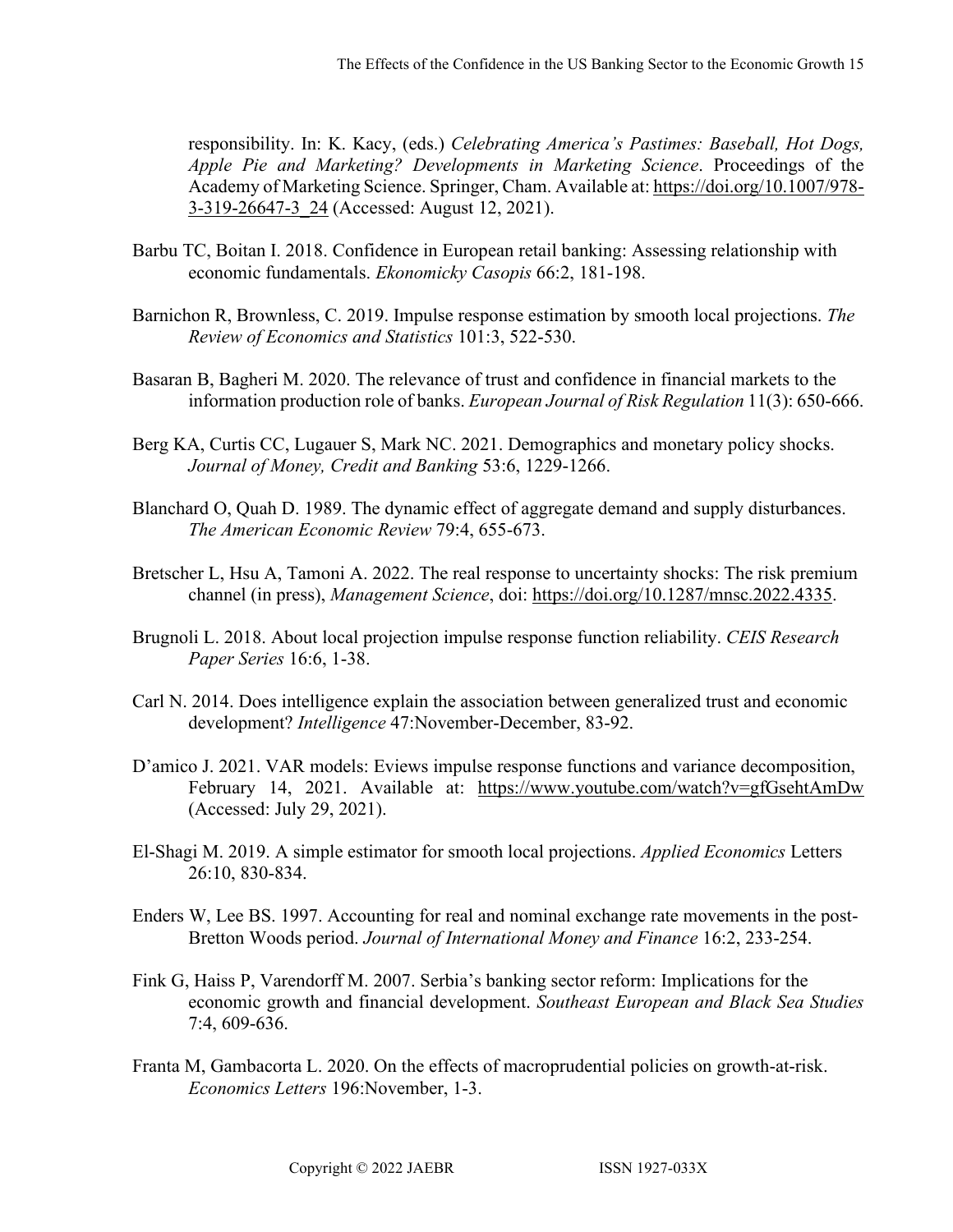responsibility. In: K. Kacy, (eds.) *Celebrating America's Pastimes: Baseball, Hot Dogs, Apple Pie and Marketing? Developments in Marketing Science*. Proceedings of the Academy of Marketing Science. Springer, Cham. Available at: https://doi.org/10.1007/978-3-319-26647-3_24 (Accessed: August 12, 2021).

Barbu TC, Boitan I. 2018. Confidence in European retail banking: Assessing relationship with economic fundamentals. *Ekonomicky Casopis* 66:2, 181-198.

Barnichon R, Brownless, C. 2019. Impulse response estimation by smooth local projections. *The Review of Economics and Statistics* 101:3, 522-530.

Basaran B, Bagheri M. 2020. The relevance of trust and confidence in financial markets to the information production role of banks. *European Journal of Risk Regulation* 11(3): 650-666.

Berg KA, Curtis CC, Lugauer S, Mark NC. 2021. Demographics and monetary policy shocks. *Journal of Money, Credit and Banking* 53:6, 1229-1266.

Blanchard O, Quah D. 1989. The dynamic effect of aggregate demand and supply disturbances. *The American Economic Review* 79:4, 655-673.

Bretscher L, Hsu A, Tamoni A. 2022. The real response to uncertainty shocks: The risk premium channel (in press), *Management Science*, doi: https://doi.org/10.1287/mnsc.2022.4335.

Brugnoli L. 2018. About local projection impulse response function reliability. *CEIS Research Paper Series* 16:6, 1-38.

Carl N. 2014. Does intelligence explain the association between generalized trust and economic development? *Intelligence* 47:November-December, 83-92.

D'amico J. 2021. VAR models: Eviews impulse response functions and variance decomposition, February 14, 2021. Available at: https://www.youtube.com/watch?v=gfGsehtAmDw (Accessed: July 29, 2021).

El-Shagi M. 2019. A simple estimator for smooth local projections. *Applied Economics* Letters 26:10, 830-834.

Enders W, Lee BS. 1997. Accounting for real and nominal exchange rate movements in the post-Bretton Woods period. *Journal of International Money and Finance* 16:2, 233-254.

Fink G, Haiss P, Varendorff M. 2007. Serbia's banking sector reform: Implications for the economic growth and financial development. *Southeast European and Black Sea Studies* 7:4, 609-636.

Franta M, Gambacorta L. 2020. On the effects of macroprudential policies on growth-at-risk. *Economics Letters* 196:November, 1-3.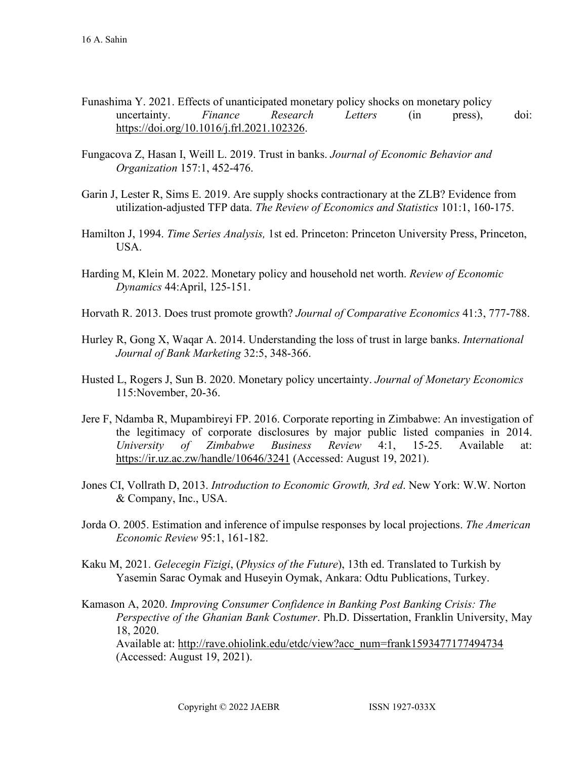Funashima Y. 2021. Effects of unanticipated monetary policy shocks on monetary policy uncertainty. *Finance Research Letters* (in press), doi: https://doi.org/10.1016/j.frl.2021.102326.

Fungacova Z, Hasan I, Weill L. 2019. Trust in banks. *Journal of Economic Behavior and Organization* 157:1, 452-476.

Garin J, Lester R, Sims E. 2019. Are supply shocks contractionary at the ZLB? Evidence from utilization-adjusted TFP data. *The Review of Economics and Statistics* 101:1, 160-175.

Hamilton J, 1994. *Time Series Analysis,* 1st ed. Princeton: Princeton University Press, Princeton, USA.

Harding M, Klein M. 2022. Monetary policy and household net worth. *Review of Economic Dynamics* 44:April, 125-151.

Horvath R. 2013. Does trust promote growth? *Journal of Comparative Economics* 41:3, 777-788.

Hurley R, Gong X, Waqar A. 2014. Understanding the loss of trust in large banks. *International Journal of Bank Marketing* 32:5, 348-366.

Husted L, Rogers J, Sun B. 2020. Monetary policy uncertainty. *Journal of Monetary Economics* 115:November, 20-36.

Jere F, Ndamba R, Mupambireyi FP. 2016. Corporate reporting in Zimbabwe: An investigation of the legitimacy of corporate disclosures by major public listed companies in 2014. *University of Zimbabwe Business Review* 4:1, 15-25. Available at: https://ir.uz.ac.zw/handle/10646/3241 (Accessed: August 19, 2021).

Jones CI, Vollrath D, 2013. *Introduction to Economic Growth, 3rd ed*. New York: W.W. Norton & Company, Inc., USA.

Jorda O. 2005. Estimation and inference of impulse responses by local projections. *The American Economic Review* 95:1, 161-182.

Kaku M, 2021. *Gelecegin Fizigi*, (*Physics of the Future*), 13th ed. Translated to Turkish by Yasemin Sarac Oymak and Huseyin Oymak, Ankara: Odtu Publications, Turkey.

Kamason A, 2020. *Improving Consumer Confidence in Banking Post Banking Crisis: The Perspective of the Ghanian Bank Costumer*. Ph.D. Dissertation, Franklin University, May 18, 2020.
Available at: http://rave.ohiolink.edu/etdc/view?acc_num=frank1593477177494734 (Accessed: August 19, 2021).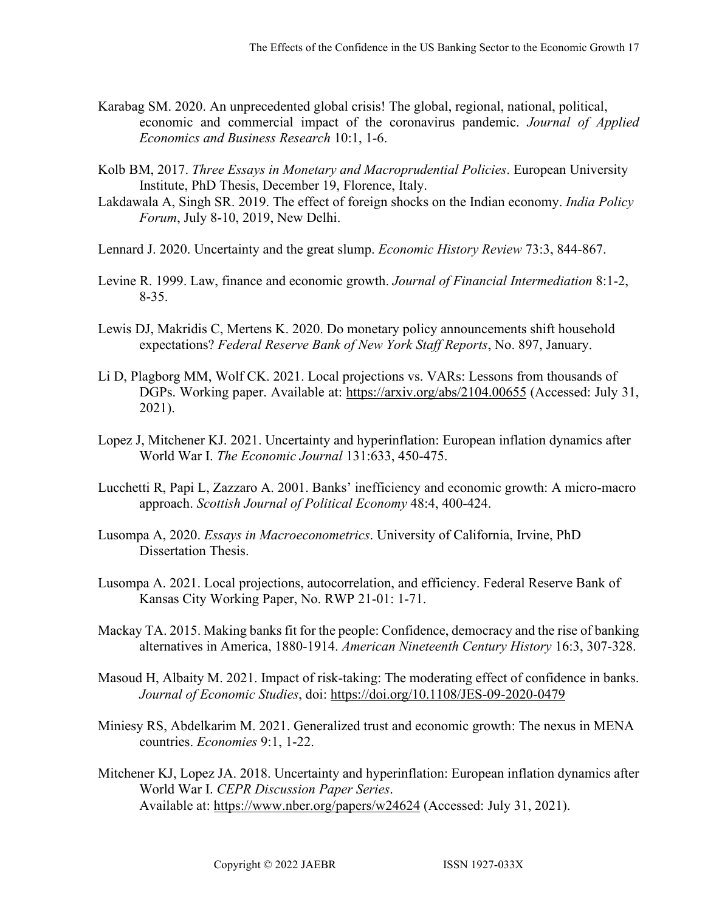Karabag SM. 2020. An unprecedented global crisis! The global, regional, national, political, economic and commercial impact of the coronavirus pandemic. *Journal of Applied Economics and Business Research* 10:1, 1-6.

Kolb BM, 2017. *Three Essays in Monetary and Macroprudential Policies*. European University Institute, PhD Thesis, December 19, Florence, Italy.

Lakdawala A, Singh SR. 2019. The effect of foreign shocks on the Indian economy. *India Policy Forum*, July 8-10, 2019, New Delhi.

Lennard J. 2020. Uncertainty and the great slump. *Economic History Review* 73:3, 844-867.

Levine R. 1999. Law, finance and economic growth. *Journal of Financial Intermediation* 8:1-2, 8-35.

Lewis DJ, Makridis C, Mertens K. 2020. Do monetary policy announcements shift household expectations? *Federal Reserve Bank of New York Staff Reports*, No. 897, January.

Li D, Plagborg MM, Wolf CK. 2021. Local projections vs. VARs: Lessons from thousands of DGPs. Working paper. Available at: https://arxiv.org/abs/2104.00655 (Accessed: July 31, 2021).

Lopez J, Mitchener KJ. 2021. Uncertainty and hyperinflation: European inflation dynamics after World War I. *The Economic Journal* 131:633, 450-475.

Lucchetti R, Papi L, Zazzaro A. 2001. Banks' inefficiency and economic growth: A micro-macro approach. *Scottish Journal of Political Economy* 48:4, 400-424.

Lusompa A, 2020. *Essays in Macroeconometrics*. University of California, Irvine, PhD Dissertation Thesis.

Lusompa A. 2021. Local projections, autocorrelation, and efficiency. Federal Reserve Bank of Kansas City Working Paper, No. RWP 21-01: 1-71.

Mackay TA. 2015. Making banks fit for the people: Confidence, democracy and the rise of banking alternatives in America, 1880-1914. *American Nineteenth Century History* 16:3, 307-328.

Masoud H, Albaity M. 2021. Impact of risk-taking: The moderating effect of confidence in banks. *Journal of Economic Studies*, doi: https://doi.org/10.1108/JES-09-2020-0479

Miniesy RS, Abdelkarim M. 2021. Generalized trust and economic growth: The nexus in MENA countries. *Economies* 9:1, 1-22.

Mitchener KJ, Lopez JA. 2018. Uncertainty and hyperinflation: European inflation dynamics after World War I. *CEPR Discussion Paper Series*. Available at: https://www.nber.org/papers/w24624 (Accessed: July 31, 2021).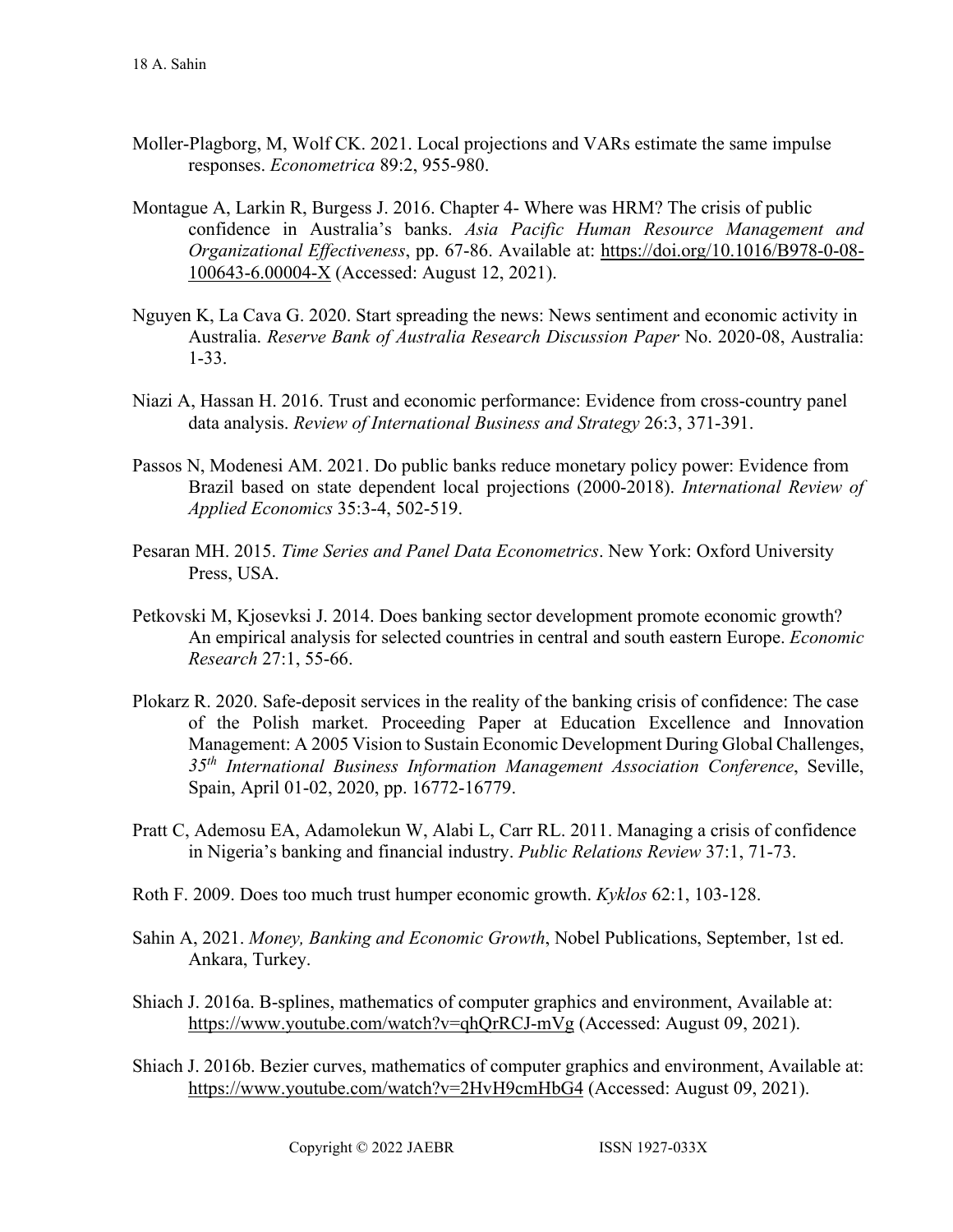Moller-Plagborg, M, Wolf CK. 2021. Local projections and VARs estimate the same impulse responses. *Econometrica* 89:2, 955-980.

Montague A, Larkin R, Burgess J. 2016. Chapter 4- Where was HRM? The crisis of public confidence in Australia's banks. *Asia Pacific Human Resource Management and Organizational Effectiveness*, pp. 67-86. Available at: https://doi.org/10.1016/B978-0-08-100643-6.00004-X (Accessed: August 12, 2021).

Nguyen K, La Cava G. 2020. Start spreading the news: News sentiment and economic activity in Australia. *Reserve Bank of Australia Research Discussion Paper* No. 2020-08, Australia: 1-33.

Niazi A, Hassan H. 2016. Trust and economic performance: Evidence from cross-country panel data analysis. *Review of International Business and Strategy* 26:3, 371-391.

Passos N, Modenesi AM. 2021. Do public banks reduce monetary policy power: Evidence from Brazil based on state dependent local projections (2000-2018). *International Review of Applied Economics* 35:3-4, 502-519.

Pesaran MH. 2015. *Time Series and Panel Data Econometrics*. New York: Oxford University Press, USA.

Petkovski M, Kjosevksi J. 2014. Does banking sector development promote economic growth? An empirical analysis for selected countries in central and south eastern Europe. *Economic Research* 27:1, 55-66.

Plokarz R. 2020. Safe-deposit services in the reality of the banking crisis of confidence: The case of the Polish market. Proceeding Paper at Education Excellence and Innovation Management: A 2005 Vision to Sustain Economic Development During Global Challenges, *35th International Business Information Management Association Conference*, Seville, Spain, April 01-02, 2020, pp. 16772-16779.

Pratt C, Ademosu EA, Adamolekun W, Alabi L, Carr RL. 2011. Managing a crisis of confidence in Nigeria's banking and financial industry. *Public Relations Review* 37:1, 71-73.

Roth F. 2009. Does too much trust humper economic growth. *Kyklos* 62:1, 103-128.

Sahin A, 2021. *Money, Banking and Economic Growth*, Nobel Publications, September, 1st ed. Ankara, Turkey.

Shiach J. 2016a. B-splines, mathematics of computer graphics and environment, Available at: https://www.youtube.com/watch?v=qhQrRCJ-mVg (Accessed: August 09, 2021).

Shiach J. 2016b. Bezier curves, mathematics of computer graphics and environment, Available at: https://www.youtube.com/watch?v=2HvH9cmHbG4 (Accessed: August 09, 2021).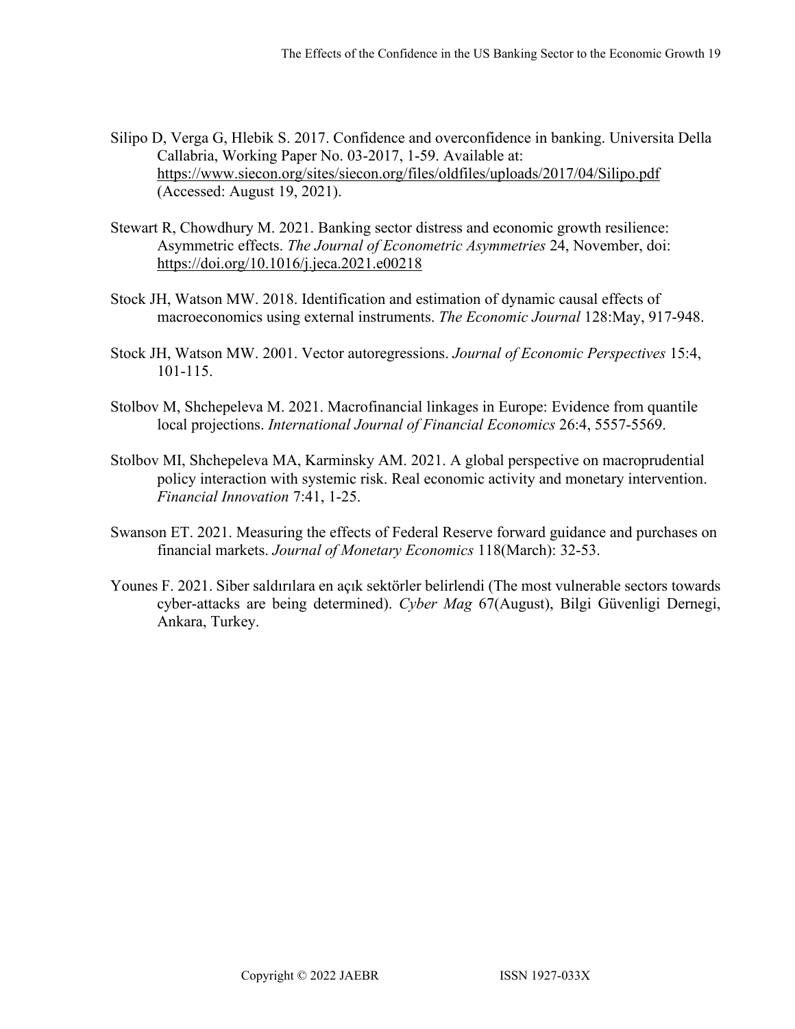Silipo D, Verga G, Hlebik S. 2017. Confidence and overconfidence in banking. Universita Della Callabria, Working Paper No. 03-2017, 1-59. Available at: https://www.siecon.org/sites/siecon.org/files/oldfiles/uploads/2017/04/Silipo.pdf (Accessed: August 19, 2021).

Stewart R, Chowdhury M. 2021. Banking sector distress and economic growth resilience: Asymmetric effects. *The Journal of Econometric Asymmetries* 24, November, doi: https://doi.org/10.1016/j.jeca.2021.e00218

Stock JH, Watson MW. 2018. Identification and estimation of dynamic causal effects of macroeconomics using external instruments. *The Economic Journal* 128:May, 917-948.

Stock JH, Watson MW. 2001. Vector autoregressions. *Journal of Economic Perspectives* 15:4, 101-115.

Stolbov M, Shchepeleva M. 2021. Macrofinancial linkages in Europe: Evidence from quantile local projections. *International Journal of Financial Economics* 26:4, 5557-5569.

Stolbov MI, Shchepeleva MA, Karminsky AM. 2021. A global perspective on macroprudential policy interaction with systemic risk. Real economic activity and monetary intervention. *Financial Innovation* 7:41, 1-25.

Swanson ET. 2021. Measuring the effects of Federal Reserve forward guidance and purchases on financial markets. *Journal of Monetary Economics* 118(March): 32-53.

Younes F. 2021. Siber saldırılara en açık sektörler belirlendi (The most vulnerable sectors towards cyber-attacks are being determined). *Cyber Mag* 67(August), Bilgi Güvenligi Dernegi, Ankara, Turkey.